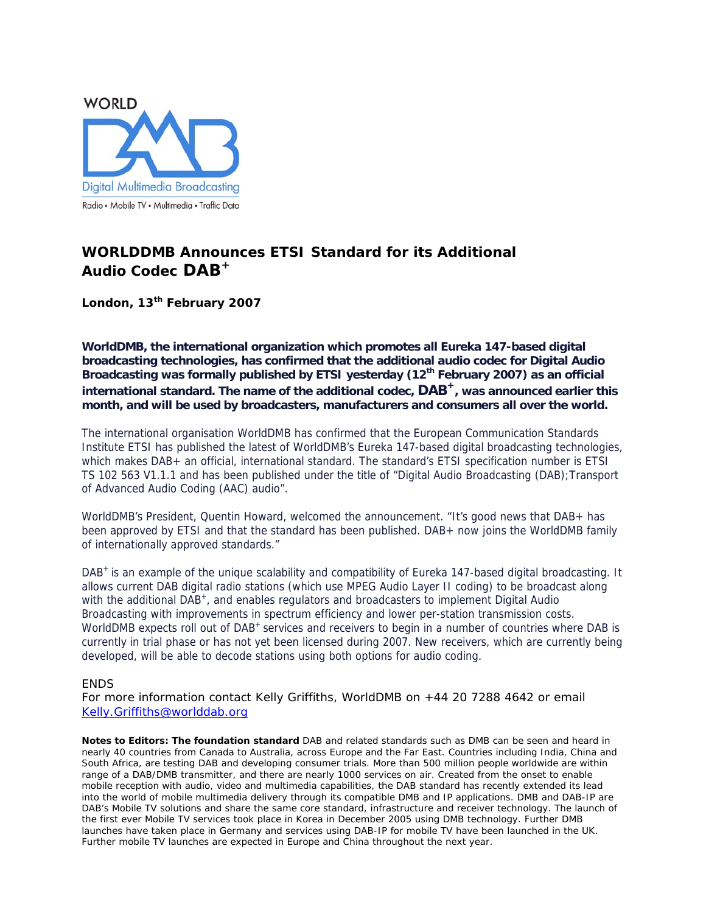WORLD DMB

Digital Multimedia Broadcasting

Radio • Mobile TV • Multimedia • Traffic Data

# WORLDDMB Announces ETSI Standard for its Additional Audio Codec DAB+

**London, 13th February 2007**

**WorldDMB, the international organization which promotes all Eureka 147-based digital broadcasting technologies, has confirmed that the additional audio codec for Digital Audio Broadcasting was formally published by ETSI yesterday (12th February 2007) as an official international standard. The name of the additional codec, DAB+, was announced earlier this month, and will be used by broadcasters, manufacturers and consumers all over the world.**

The international organisation WorldDMB has confirmed that the European Communication Standards Institute ETSI has published the latest of WorldDMB's Eureka 147-based digital broadcasting technologies, which makes DAB+ an official, international standard. The standard's ETSI specification number is ETSI TS 102 563 V1.1.1 and has been published under the title of "Digital Audio Broadcasting (DAB);Transport of Advanced Audio Coding (AAC) audio".

WorldDMB's President, Quentin Howard, welcomed the announcement. "It's good news that DAB+ has been approved by ETSI and that the standard has been published. DAB+ now joins the WorldDMB family of internationally approved standards."

DAB+ is an example of the unique scalability and compatibility of Eureka 147-based digital broadcasting. It allows current DAB digital radio stations (which use MPEG Audio Layer II coding) to be broadcast along with the additional DAB+, and enables regulators and broadcasters to implement Digital Audio Broadcasting with improvements in spectrum efficiency and lower per-station transmission costs. WorldDMB expects roll out of DAB+ services and receivers to begin in a number of countries where DAB is currently in trial phase or has not yet been licensed during 2007. New receivers, which are currently being developed, will be able to decode stations using both options for audio coding.

ENDS

For more information contact Kelly Griffiths, WorldDMB on +44 20 7288 4642 or email Kelly.Griffiths@worlddab.org

**Notes to Editors: The foundation standard** DAB and related standards such as DMB can be seen and heard in nearly 40 countries from Canada to Australia, across Europe and the Far East. Countries including India, China and South Africa, are testing DAB and developing consumer trials. More than 500 million people worldwide are within range of a DAB/DMB transmitter, and there are nearly 1000 services on air. Created from the onset to enable mobile reception with audio, video and multimedia capabilities, the DAB standard has recently extended its lead into the world of mobile multimedia delivery through its compatible DMB and IP applications. DMB and DAB-IP are DAB's Mobile TV solutions and share the same core standard, infrastructure and receiver technology. The launch of the first ever Mobile TV services took place in Korea in December 2005 using DMB technology. Further DMB launches have taken place in Germany and services using DAB-IP for mobile TV have been launched in the UK. Further mobile TV launches are expected in Europe and China throughout the next year.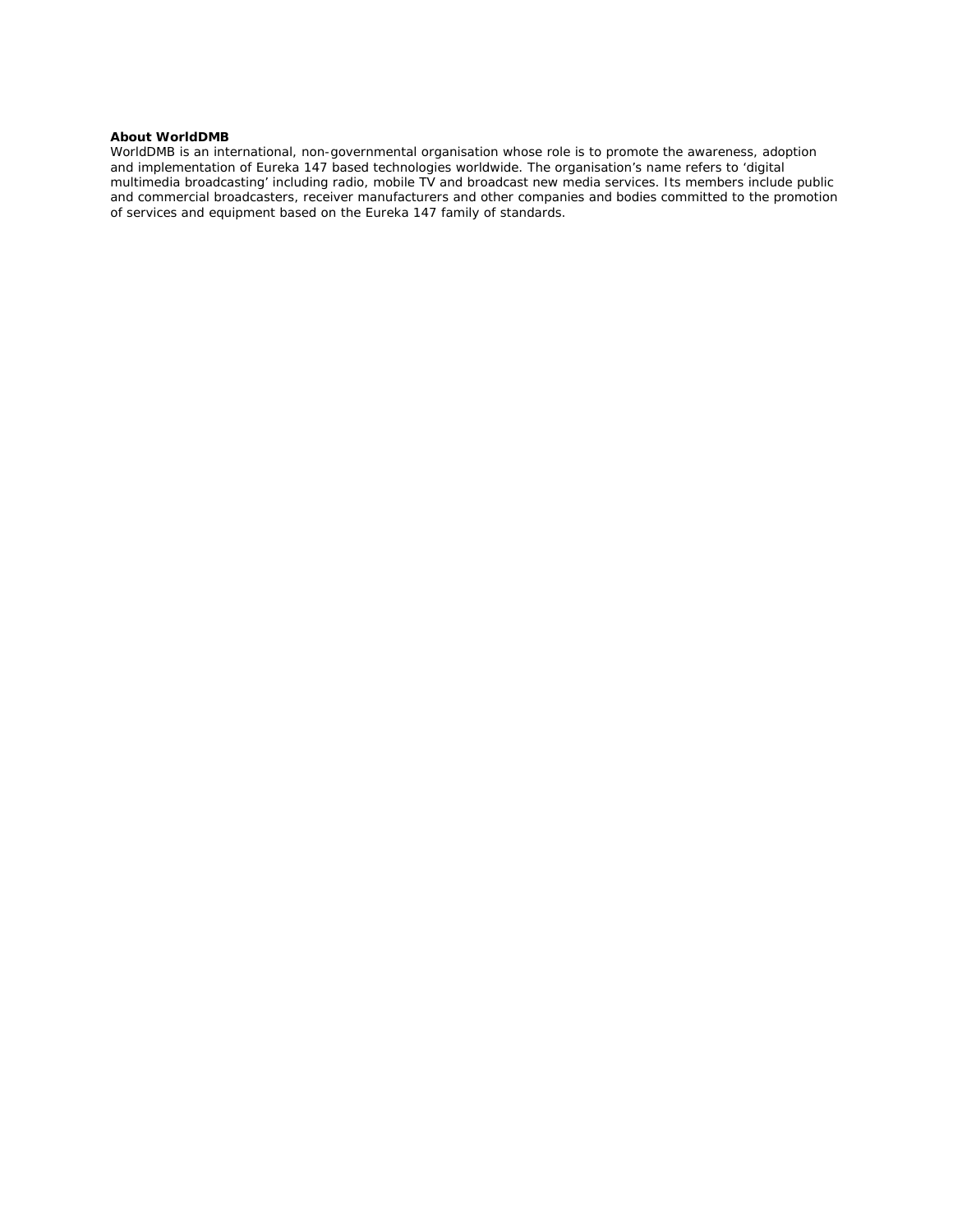**About WorldDMB**

WorldDMB is an international, non-governmental organisation whose role is to promote the awareness, adoption and implementation of Eureka 147 based technologies worldwide. The organisation's name refers to 'digital multimedia broadcasting' including radio, mobile TV and broadcast new media services. Its members include public and commercial broadcasters, receiver manufacturers and other companies and bodies committed to the promotion of services and equipment based on the Eureka 147 family of standards.